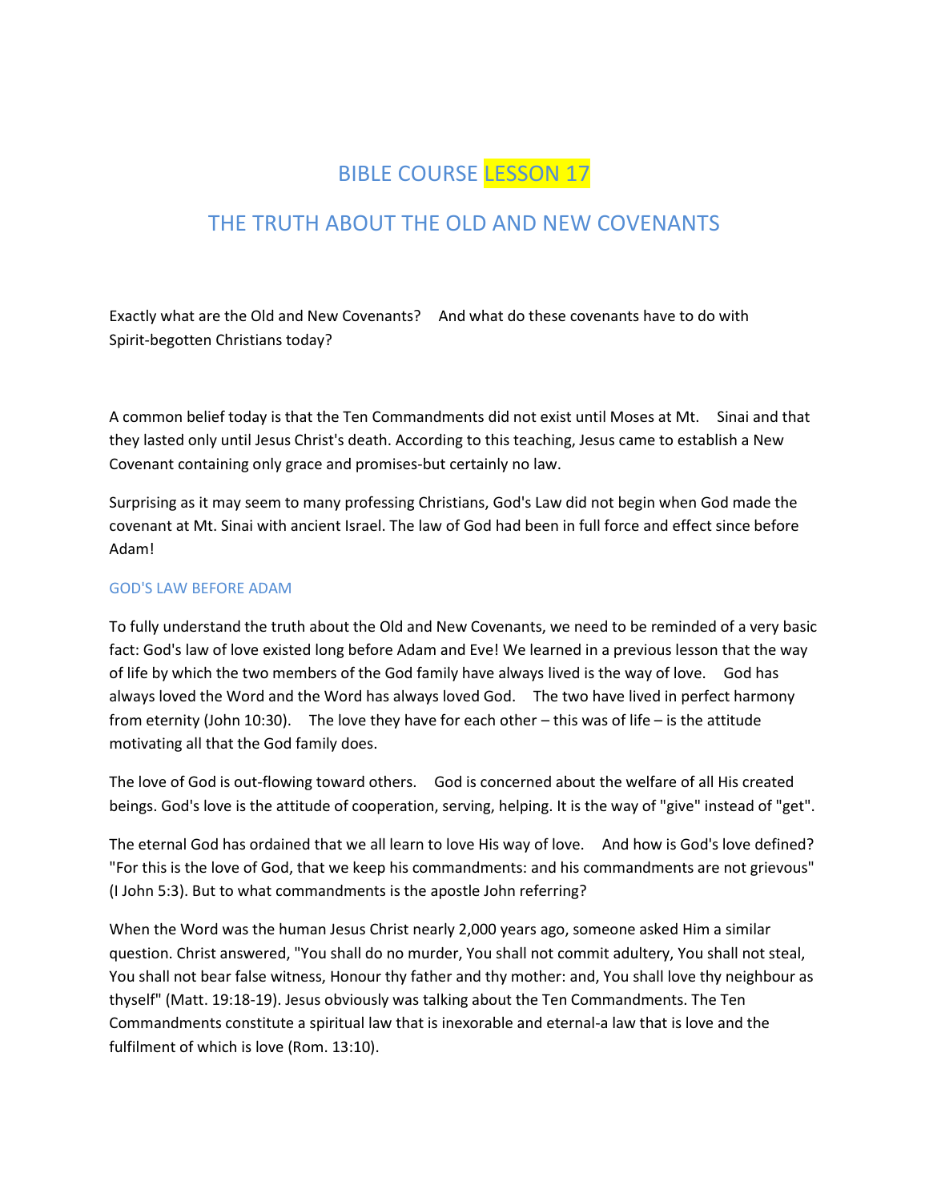# BIBLE COURSE LESSON 17

## THE TRUTH ABOUT THE OLD AND NEW COVENANTS

Exactly what are the Old and New Covenants? And what do these covenants have to do with Spirit-begotten Christians today?

A common belief today is that the Ten Commandments did not exist until Moses at Mt. Sinai and that they lasted only until Jesus Christ's death. According to this teaching, Jesus came to establish a New Covenant containing only grace and promises-but certainly no law.

Surprising as it may seem to many professing Christians, God's Law did not begin when God made the covenant at Mt. Sinai with ancient Israel. The law of God had been in full force and effect since before Adam!

### GOD'S LAW BEFORE ADAM

To fully understand the truth about the Old and New Covenants, we need to be reminded of a very basic fact: God's law of love existed long before Adam and Eve! We learned in a previous lesson that the way of life by which the two members of the God family have always lived is the way of love. God has always loved the Word and the Word has always loved God. The two have lived in perfect harmony from eternity (John 10:30). The love they have for each other – this was of life – is the attitude motivating all that the God family does.

The love of God is out-flowing toward others. God is concerned about the welfare of all His created beings. God's love is the attitude of cooperation, serving, helping. It is the way of "give" instead of "get".

The eternal God has ordained that we all learn to love His way of love. And how is God's love defined? "For this is the love of God, that we keep his commandments: and his commandments are not grievous" (I John 5:3). But to what commandments is the apostle John referring?

When the Word was the human Jesus Christ nearly 2,000 years ago, someone asked Him a similar question. Christ answered, "You shall do no murder, You shall not commit adultery, You shall not steal, You shall not bear false witness, Honour thy father and thy mother: and, You shall love thy neighbour as thyself" (Matt. 19:18-19). Jesus obviously was talking about the Ten Commandments. The Ten Commandments constitute a spiritual law that is inexorable and eternal-a law that is love and the fulfilment of which is love (Rom. 13:10).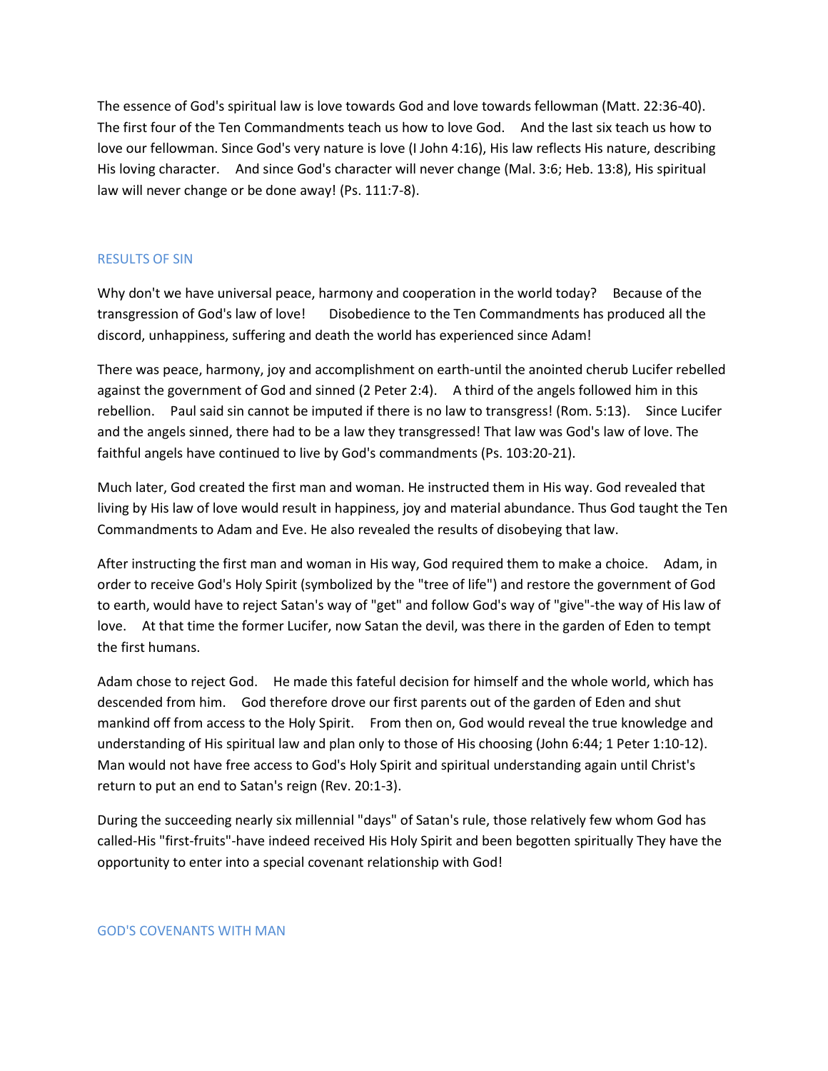The essence of God's spiritual law is love towards God and love towards fellowman (Matt. 22:36-40). The first four of the Ten Commandments teach us how to love God. And the last six teach us how to love our fellowman. Since God's very nature is love (I John 4:16), His law reflects His nature, describing His loving character. And since God's character will never change (Mal. 3:6; Heb. 13:8), His spiritual law will never change or be done away! (Ps. 111:7-8).

## RESULTS OF SIN

Why don't we have universal peace, harmony and cooperation in the world today? Because of the transgression of God's law of love! Disobedience to the Ten Commandments has produced all the discord, unhappiness, suffering and death the world has experienced since Adam!

There was peace, harmony, joy and accomplishment on earth-until the anointed cherub Lucifer rebelled against the government of God and sinned (2 Peter 2:4). A third of the angels followed him in this rebellion. Paul said sin cannot be imputed if there is no law to transgress! (Rom. 5:13). Since Lucifer and the angels sinned, there had to be a law they transgressed! That law was God's law of love. The faithful angels have continued to live by God's commandments (Ps. 103:20-21).

Much later, God created the first man and woman. He instructed them in His way. God revealed that living by His law of love would result in happiness, joy and material abundance. Thus God taught the Ten Commandments to Adam and Eve. He also revealed the results of disobeying that law.

After instructing the first man and woman in His way, God required them to make a choice. Adam, in order to receive God's Holy Spirit (symbolized by the "tree of life") and restore the government of God to earth, would have to reject Satan's way of "get" and follow God's way of "give"-the way of His law of love. At that time the former Lucifer, now Satan the devil, was there in the garden of Eden to tempt the first humans.

Adam chose to reject God. He made this fateful decision for himself and the whole world, which has descended from him. God therefore drove our first parents out of the garden of Eden and shut mankind off from access to the Holy Spirit. From then on, God would reveal the true knowledge and understanding of His spiritual law and plan only to those of His choosing (John 6:44; 1 Peter 1:10-12). Man would not have free access to God's Holy Spirit and spiritual understanding again until Christ's return to put an end to Satan's reign (Rev. 20:1-3).

During the succeeding nearly six millennial "days" of Satan's rule, those relatively few whom God has called-His "first-fruits"-have indeed received His Holy Spirit and been begotten spiritually They have the opportunity to enter into a special covenant relationship with God!

## GOD'S COVENANTS WITH MAN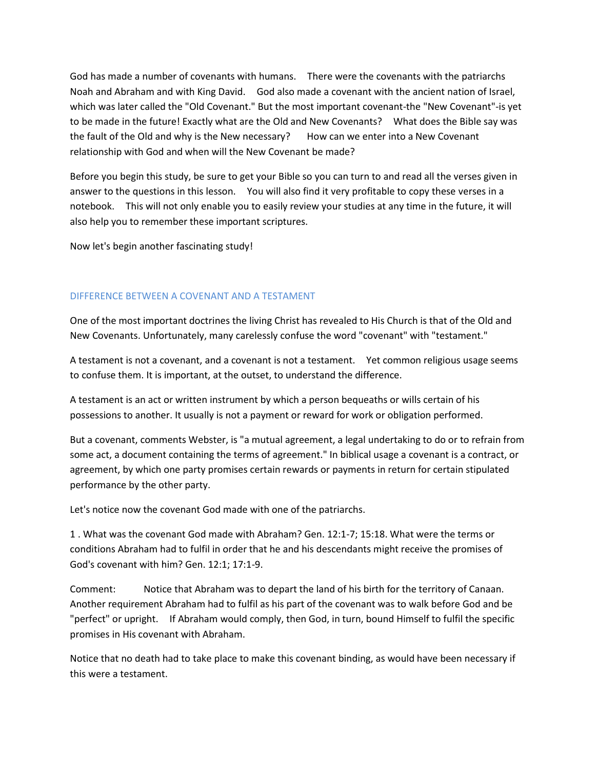God has made a number of covenants with humans. There were the covenants with the patriarchs Noah and Abraham and with King David. God also made a covenant with the ancient nation of Israel, which was later called the "Old Covenant." But the most important covenant-the "New Covenant"-is yet to be made in the future! Exactly what are the Old and New Covenants? What does the Bible say was the fault of the Old and why is the New necessary? How can we enter into a New Covenant relationship with God and when will the New Covenant be made?

Before you begin this study, be sure to get your Bible so you can turn to and read all the verses given in answer to the questions in this lesson. You will also find it very profitable to copy these verses in a notebook. This will not only enable you to easily review your studies at any time in the future, it will also help you to remember these important scriptures.

Now let's begin another fascinating study!

## DIFFERENCE BETWEEN A COVENANT AND A TESTAMENT

One of the most important doctrines the living Christ has revealed to His Church is that of the Old and New Covenants. Unfortunately, many carelessly confuse the word "covenant" with "testament."

A testament is not a covenant, and a covenant is not a testament. Yet common religious usage seems to confuse them. It is important, at the outset, to understand the difference.

A testament is an act or written instrument by which a person bequeaths or wills certain of his possessions to another. It usually is not a payment or reward for work or obligation performed.

But a covenant, comments Webster, is "a mutual agreement, a legal undertaking to do or to refrain from some act, a document containing the terms of agreement." In biblical usage a covenant is a contract, or agreement, by which one party promises certain rewards or payments in return for certain stipulated performance by the other party.

Let's notice now the covenant God made with one of the patriarchs.

1 . What was the covenant God made with Abraham? Gen. 12:1-7; 15:18. What were the terms or conditions Abraham had to fulfil in order that he and his descendants might receive the promises of God's covenant with him? Gen. 12:1; 17:1-9.

Comment: Notice that Abraham was to depart the land of his birth for the territory of Canaan. Another requirement Abraham had to fulfil as his part of the covenant was to walk before God and be "perfect" or upright. If Abraham would comply, then God, in turn, bound Himself to fulfil the specific promises in His covenant with Abraham.

Notice that no death had to take place to make this covenant binding, as would have been necessary if this were a testament.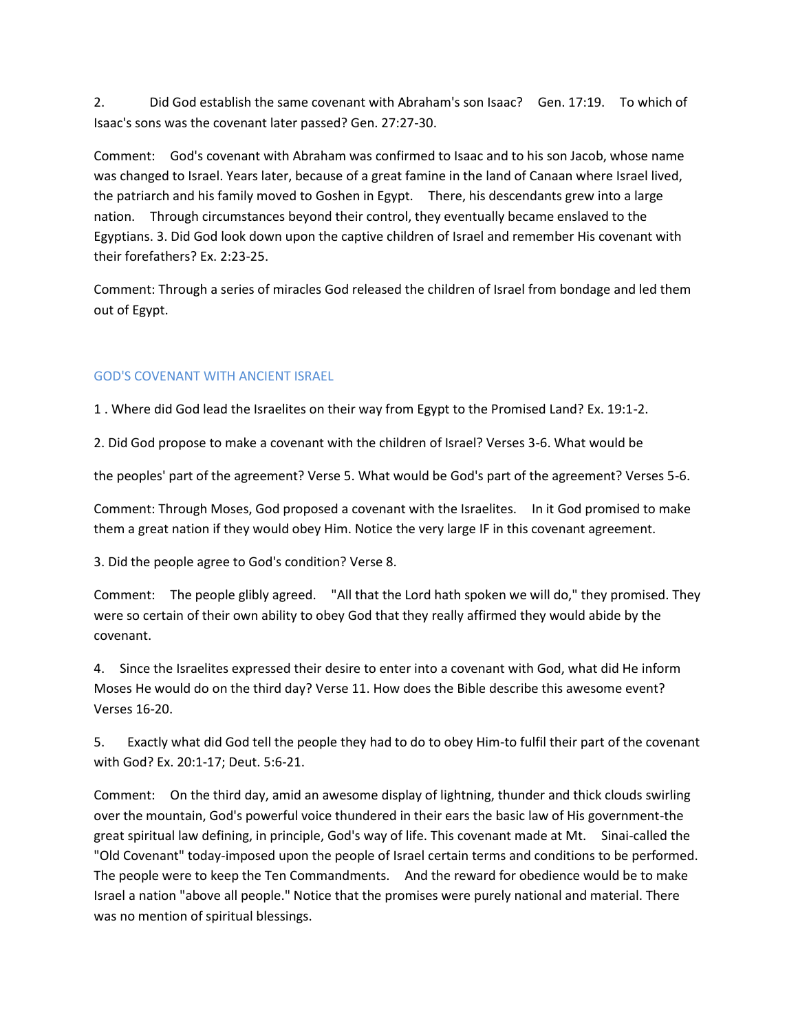2. Did God establish the same covenant with Abraham's son Isaac? Gen. 17:19. To which of Isaac's sons was the covenant later passed? Gen. 27:27-30.

Comment: God's covenant with Abraham was confirmed to Isaac and to his son Jacob, whose name was changed to Israel. Years later, because of a great famine in the land of Canaan where Israel lived, the patriarch and his family moved to Goshen in Egypt. There, his descendants grew into a large nation. Through circumstances beyond their control, they eventually became enslaved to the Egyptians. 3. Did God look down upon the captive children of Israel and remember His covenant with their forefathers? Ex. 2:23-25.

Comment: Through a series of miracles God released the children of Israel from bondage and led them out of Egypt.

## GOD'S COVENANT WITH ANCIENT ISRAEL

1 . Where did God lead the Israelites on their way from Egypt to the Promised Land? Ex. 19:1-2.

2. Did God propose to make a covenant with the children of Israel? Verses 3-6. What would be

the peoples' part of the agreement? Verse 5. What would be God's part of the agreement? Verses 5-6.

Comment: Through Moses, God proposed a covenant with the Israelites. In it God promised to make them a great nation if they would obey Him. Notice the very large IF in this covenant agreement.

3. Did the people agree to God's condition? Verse 8.

Comment: The people glibly agreed. "All that the Lord hath spoken we will do," they promised. They were so certain of their own ability to obey God that they really affirmed they would abide by the covenant.

4. Since the Israelites expressed their desire to enter into a covenant with God, what did He inform Moses He would do on the third day? Verse 11. How does the Bible describe this awesome event? Verses 16-20.

5. Exactly what did God tell the people they had to do to obey Him-to fulfil their part of the covenant with God? Ex. 20:1-17; Deut. 5:6-21.

Comment: On the third day, amid an awesome display of lightning, thunder and thick clouds swirling over the mountain, God's powerful voice thundered in their ears the basic law of His government-the great spiritual law defining, in principle, God's way of life. This covenant made at Mt. Sinai-called the "Old Covenant" today-imposed upon the people of Israel certain terms and conditions to be performed. The people were to keep the Ten Commandments. And the reward for obedience would be to make Israel a nation "above all people." Notice that the promises were purely national and material. There was no mention of spiritual blessings.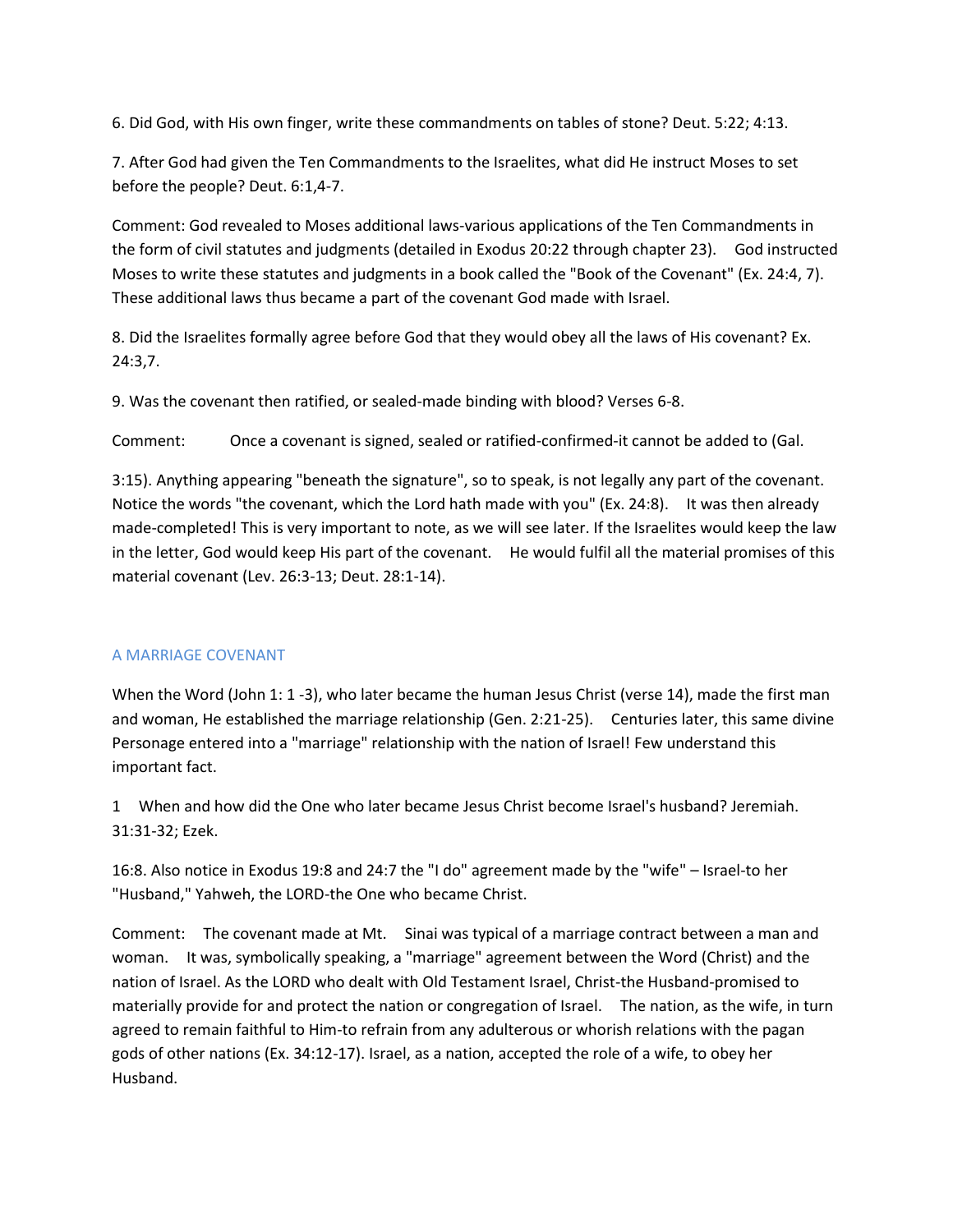6. Did God, with His own finger, write these commandments on tables of stone? Deut. 5:22; 4:13.

7. After God had given the Ten Commandments to the Israelites, what did He instruct Moses to set before the people? Deut. 6:1,4-7.

Comment: God revealed to Moses additional laws-various applications of the Ten Commandments in the form of civil statutes and judgments (detailed in Exodus 20:22 through chapter 23). God instructed Moses to write these statutes and judgments in a book called the "Book of the Covenant" (Ex. 24:4, 7). These additional laws thus became a part of the covenant God made with Israel.

8. Did the Israelites formally agree before God that they would obey all the laws of His covenant? Ex. 24:3,7.

9. Was the covenant then ratified, or sealed-made binding with blood? Verses 6-8.

Comment: Once a covenant is signed, sealed or ratified-confirmed-it cannot be added to (Gal. 3:15). Anything appearing "beneath the signature", so to speak, is not legally any part of the covenant. Notice the words "the covenant, which the Lord hath made with you" (Ex. 24:8). It was then already made-completed! This is very important to note, as we will see later. If the Israelites would keep the law in the letter, God would keep His part of the covenant. He would fulfil all the material promises of this material covenant (Lev. 26:3-13; Deut. 28:1-14).

## A MARRIAGE COVENANT

When the Word (John 1: 1 -3), who later became the human Jesus Christ (verse 14), made the first man and woman, He established the marriage relationship (Gen. 2:21-25). Centuries later, this same divine Personage entered into a "marriage" relationship with the nation of Israel! Few understand this important fact.

1 When and how did the One who later became Jesus Christ become Israel's husband? Jeremiah. 31:31-32; Ezek. 16:8. Also notice in Exodus 19:8 and 24:7 the "I do" agreement made by the "wife" – Israel-to her "Husband," Yahweh, the LORD-the One who became Christ.

Comment: The covenant made at Mt. Sinai was typical of a marriage contract between a man and woman. It was, symbolically speaking, a "marriage" agreement between the Word (Christ) and the nation of Israel. As the LORD who dealt with Old Testament Israel, Christ-the Husband-promised to materially provide for and protect the nation or congregation of Israel. The nation, as the wife, in turn agreed to remain faithful to Him-to refrain from any adulterous or whorish relations with the pagan gods of other nations (Ex. 34:12-17). Israel, as a nation, accepted the role of a wife, to obey her Husband.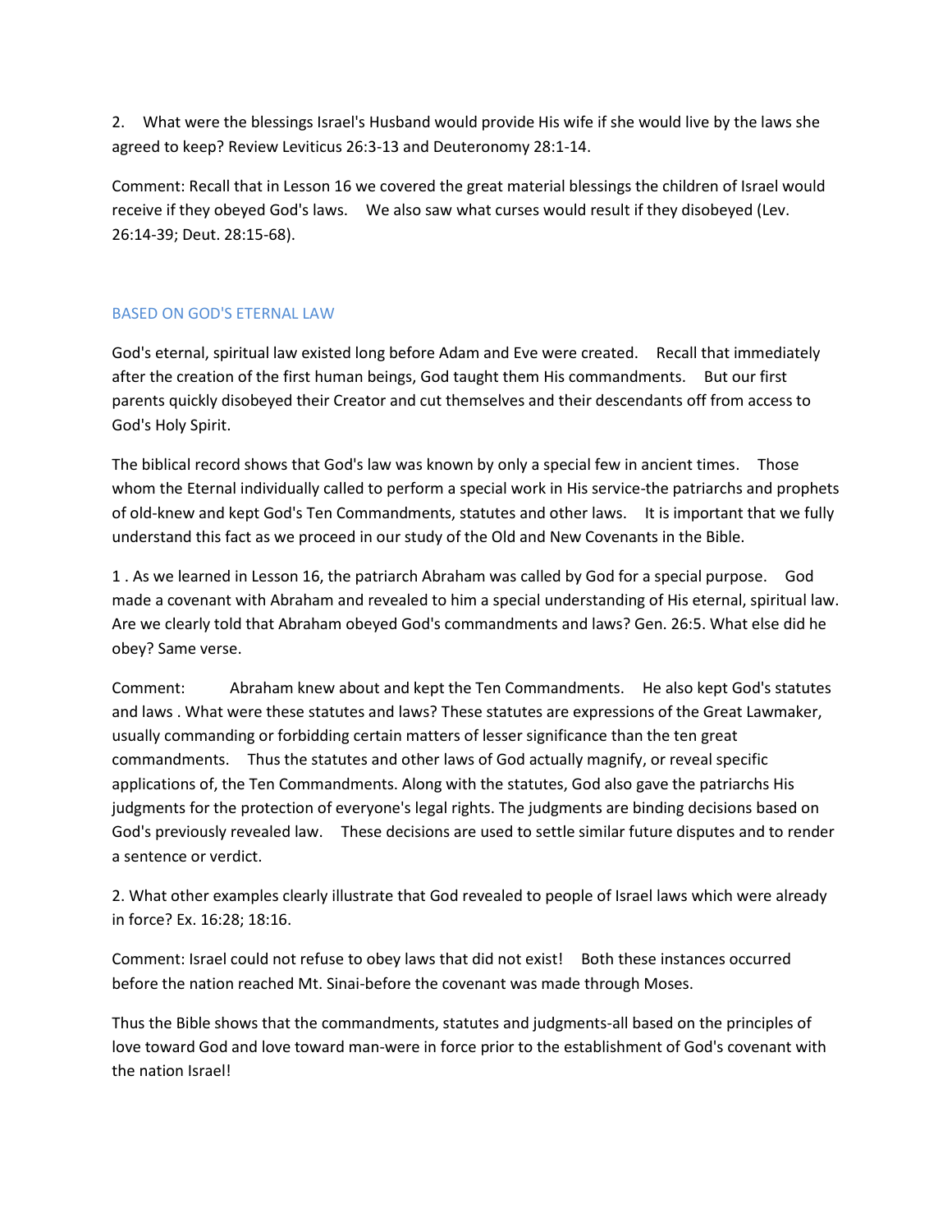2. What were the blessings Israel's Husband would provide His wife if she would live by the laws she agreed to keep? Review Leviticus 26:3-13 and Deuteronomy 28:1-14.

Comment: Recall that in Lesson 16 we covered the great material blessings the children of Israel would receive if they obeyed God's laws. We also saw what curses would result if they disobeyed (Lev. 26:14-39; Deut. 28:15-68).

## BASED ON GOD'S ETERNAL LAW

God's eternal, spiritual law existed long before Adam and Eve were created. Recall that immediately after the creation of the first human beings, God taught them His commandments. But our first parents quickly disobeyed their Creator and cut themselves and their descendants off from access to God's Holy Spirit.

The biblical record shows that God's law was known by only a special few in ancient times. Those whom the Eternal individually called to perform a special work in His service-the patriarchs and prophets of old-knew and kept God's Ten Commandments, statutes and other laws. It is important that we fully understand this fact as we proceed in our study of the Old and New Covenants in the Bible.

1 . As we learned in Lesson 16, the patriarch Abraham was called by God for a special purpose. God made a covenant with Abraham and revealed to him a special understanding of His eternal, spiritual law. Are we clearly told that Abraham obeyed God's commandments and laws? Gen. 26:5. What else did he obey? Same verse.

Comment: Abraham knew about and kept the Ten Commandments. He also kept God's statutes and laws . What were these statutes and laws? These statutes are expressions of the Great Lawmaker, usually commanding or forbidding certain matters of lesser significance than the ten great commandments. Thus the statutes and other laws of God actually magnify, or reveal specific applications of, the Ten Commandments. Along with the statutes, God also gave the patriarchs His judgments for the protection of everyone's legal rights. The judgments are binding decisions based on God's previously revealed law. These decisions are used to settle similar future disputes and to render a sentence or verdict.

2. What other examples clearly illustrate that God revealed to people of Israel laws which were already in force? Ex. 16:28; 18:16.

Comment: Israel could not refuse to obey laws that did not exist! Both these instances occurred before the nation reached Mt. Sinai-before the covenant was made through Moses.

Thus the Bible shows that the commandments, statutes and judgments-all based on the principles of love toward God and love toward man-were in force prior to the establishment of God's covenant with the nation Israel!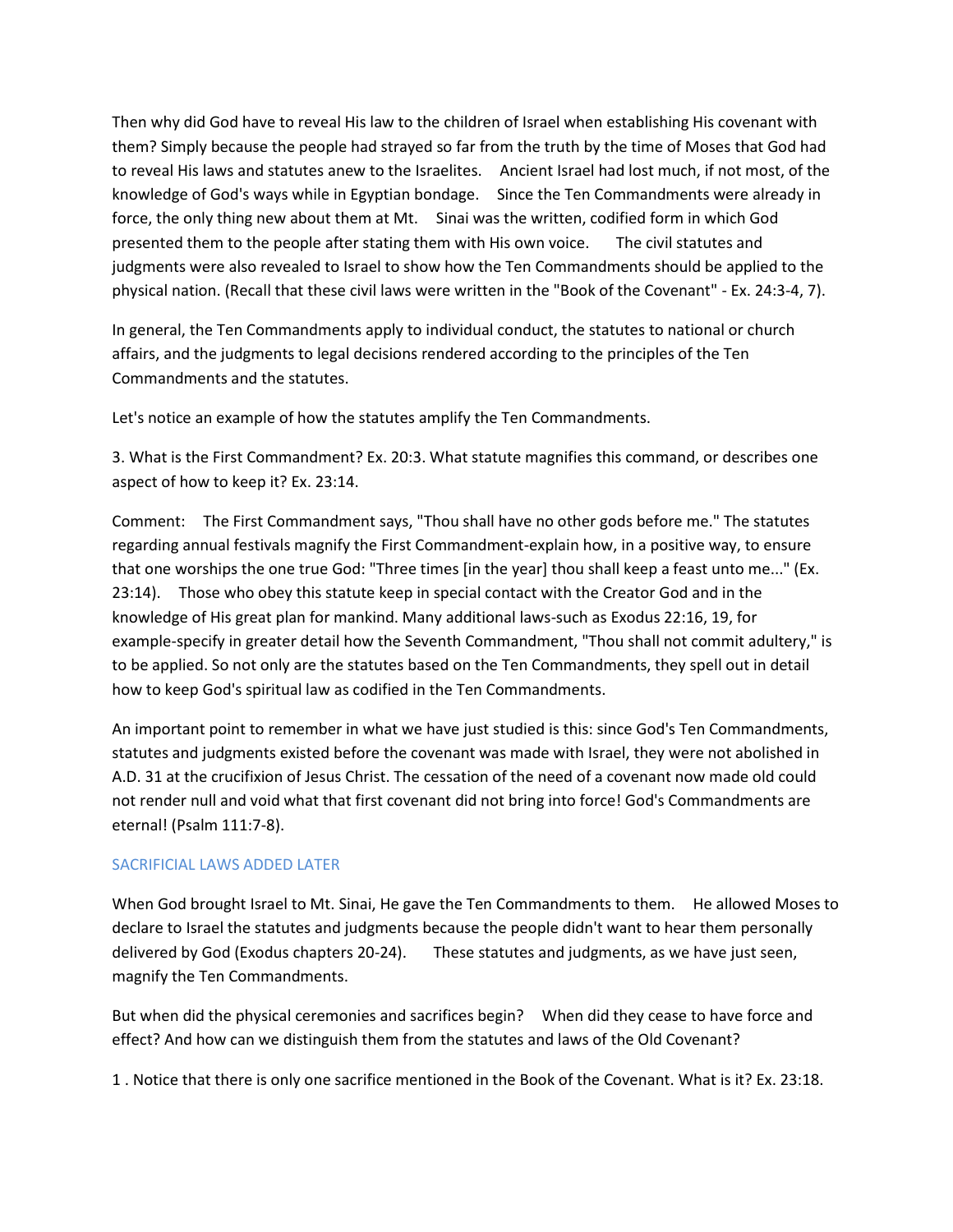Then why did God have to reveal His law to the children of Israel when establishing His covenant with them? Simply because the people had strayed so far from the truth by the time of Moses that God had to reveal His laws and statutes anew to the Israelites. Ancient Israel had lost much, if not most, of the knowledge of God's ways while in Egyptian bondage. Since the Ten Commandments were already in force, the only thing new about them at Mt. Sinai was the written, codified form in which God presented them to the people after stating them with His own voice. The civil statutes and judgments were also revealed to Israel to show how the Ten Commandments should be applied to the physical nation. (Recall that these civil laws were written in the "Book of the Covenant" - Ex. 24:3-4, 7).

In general, the Ten Commandments apply to individual conduct, the statutes to national or church affairs, and the judgments to legal decisions rendered according to the principles of the Ten Commandments and the statutes.

Let's notice an example of how the statutes amplify the Ten Commandments.

3. What is the First Commandment? Ex. 20:3. What statute magnifies this command, or describes one aspect of how to keep it? Ex. 23:14.

Comment: The First Commandment says, "Thou shall have no other gods before me." The statutes regarding annual festivals magnify the First Commandment-explain how, in a positive way, to ensure that one worships the one true God: "Three times [in the year] thou shall keep a feast unto me..." (Ex. 23:14). Those who obey this statute keep in special contact with the Creator God and in the knowledge of His great plan for mankind. Many additional laws-such as Exodus 22:16, 19, for example-specify in greater detail how the Seventh Commandment, "Thou shall not commit adultery," is to be applied. So not only are the statutes based on the Ten Commandments, they spell out in detail how to keep God's spiritual law as codified in the Ten Commandments.

An important point to remember in what we have just studied is this: since God's Ten Commandments, statutes and judgments existed before the covenant was made with Israel, they were not abolished in A.D. 31 at the crucifixion of Jesus Christ. The cessation of the need of a covenant now made old could not render null and void what that first covenant did not bring into force! God's Commandments are eternal! (Psalm 111:7-8).

## SACRIFICIAL LAWS ADDED LATER

When God brought Israel to Mt. Sinai, He gave the Ten Commandments to them. He allowed Moses to declare to Israel the statutes and judgments because the people didn't want to hear them personally delivered by God (Exodus chapters 20-24). These statutes and judgments, as we have just seen, magnify the Ten Commandments.

But when did the physical ceremonies and sacrifices begin? When did they cease to have force and effect? And how can we distinguish them from the statutes and laws of the Old Covenant?

1 . Notice that there is only one sacrifice mentioned in the Book of the Covenant. What is it? Ex. 23:18.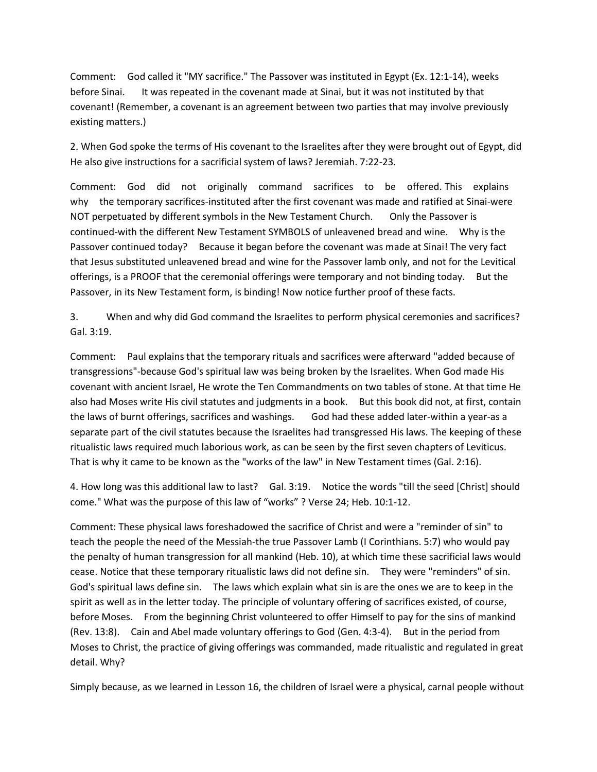Comment: God called it "MY sacrifice." The Passover was instituted in Egypt (Ex. 12:1-14), weeks before Sinai. It was repeated in the covenant made at Sinai, but it was not instituted by that covenant! (Remember, a covenant is an agreement between two parties that may involve previously existing matters.)

2. When God spoke the terms of His covenant to the Israelites after they were brought out of Egypt, did He also give instructions for a sacrificial system of laws? Jeremiah. 7:22-23.

Comment: God did not originally command sacrifices to be offered. This explains why the temporary sacrifices-instituted after the first covenant was made and ratified at Sinai-were NOT perpetuated by different symbols in the New Testament Church. Only the Passover is continued-with the different New Testament SYMBOLS of unleavened bread and wine. Why is the Passover continued today? Because it began before the covenant was made at Sinai! The very fact that Jesus substituted unleavened bread and wine for the Passover lamb only, and not for the Levitical offerings, is a PROOF that the ceremonial offerings were temporary and not binding today. But the Passover, in its New Testament form, is binding! Now notice further proof of these facts.

3. When and why did God command the Israelites to perform physical ceremonies and sacrifices? Gal. 3:19.

Comment: Paul explains that the temporary rituals and sacrifices were afterward "added because of transgressions"-because God's spiritual law was being broken by the Israelites. When God made His covenant with ancient Israel, He wrote the Ten Commandments on two tables of stone. At that time He also had Moses write His civil statutes and judgments in a book. But this book did not, at first, contain the laws of burnt offerings, sacrifices and washings. God had these added later-within a year-as a separate part of the civil statutes because the Israelites had transgressed His laws. The keeping of these ritualistic laws required much laborious work, as can be seen by the first seven chapters of Leviticus. That is why it came to be known as the "works of the law" in New Testament times (Gal. 2:16).

4. How long was this additional law to last? Gal. 3:19. Notice the words "till the seed [Christ] should come." What was the purpose of this law of “works” ? Verse 24; Heb. 10:1-12.

Comment: These physical laws foreshadowed the sacrifice of Christ and were a "reminder of sin" to teach the people the need of the Messiah-the true Passover Lamb (I Corinthians. 5:7) who would pay the penalty of human transgression for all mankind (Heb. 10), at which time these sacrificial laws would cease. Notice that these temporary ritualistic laws did not define sin. They were "reminders" of sin. God's spiritual laws define sin. The laws which explain what sin is are the ones we are to keep in the spirit as well as in the letter today. The principle of voluntary offering of sacrifices existed, of course, before Moses. From the beginning Christ volunteered to offer Himself to pay for the sins of mankind (Rev. 13:8). Cain and Abel made voluntary offerings to God (Gen. 4:3-4). But in the period from Moses to Christ, the practice of giving offerings was commanded, made ritualistic and regulated in great detail. Why?

Simply because, as we learned in Lesson 16, the children of Israel were a physical, carnal people without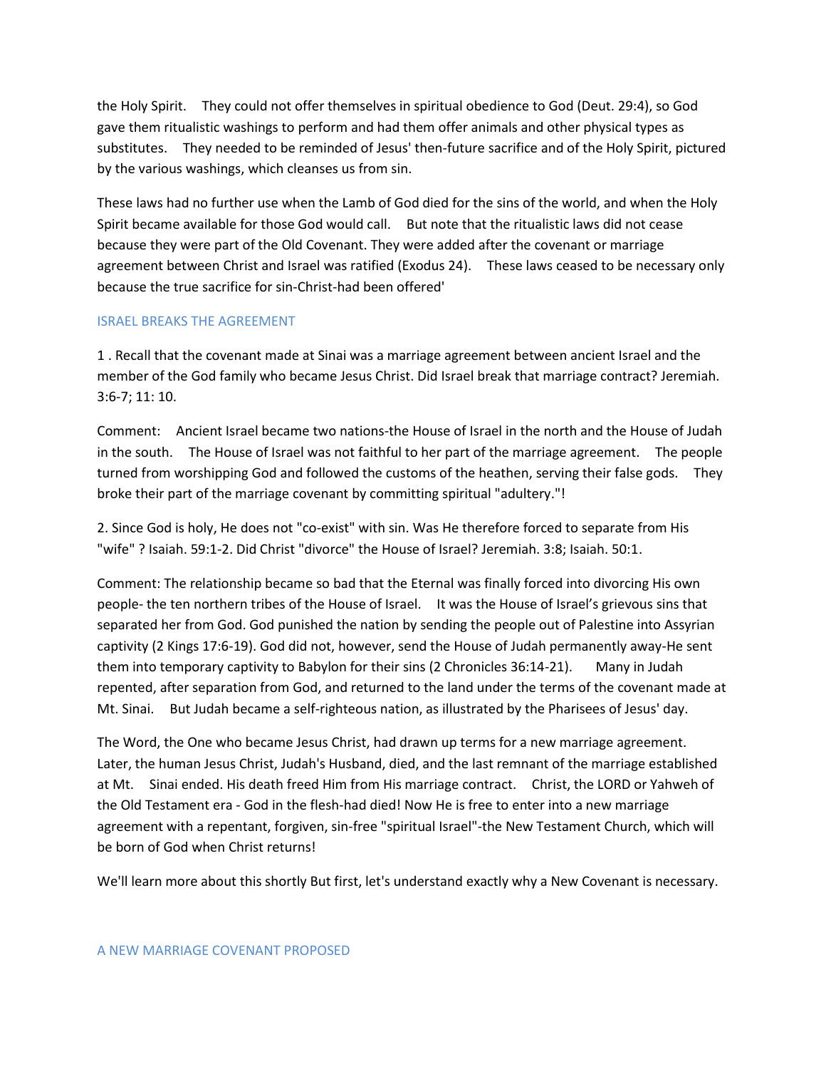the Holy Spirit. They could not offer themselves in spiritual obedience to God (Deut. 29:4), so God gave them ritualistic washings to perform and had them offer animals and other physical types as substitutes. They needed to be reminded of Jesus' then-future sacrifice and of the Holy Spirit, pictured by the various washings, which cleanses us from sin.

These laws had no further use when the Lamb of God died for the sins of the world, and when the Holy Spirit became available for those God would call. But note that the ritualistic laws did not cease because they were part of the Old Covenant. They were added after the covenant or marriage agreement between Christ and Israel was ratified (Exodus 24). These laws ceased to be necessary only because the true sacrifice for sin-Christ-had been offered'

## ISRAEL BREAKS THE AGREEMENT

1 . Recall that the covenant made at Sinai was a marriage agreement between ancient Israel and the member of the God family who became Jesus Christ. Did Israel break that marriage contract? Jeremiah. 3:6-7; 11: 10.

Comment: Ancient Israel became two nations-the House of Israel in the north and the House of Judah in the south. The House of Israel was not faithful to her part of the marriage agreement. The people turned from worshipping God and followed the customs of the heathen, serving their false gods. They broke their part of the marriage covenant by committing spiritual "adultery."!

2. Since God is holy, He does not "co-exist" with sin. Was He therefore forced to separate from His "wife" ? Isaiah. 59:1-2. Did Christ "divorce" the House of Israel? Jeremiah. 3:8; Isaiah. 50:1.

Comment: The relationship became so bad that the Eternal was finally forced into divorcing His own people- the ten northern tribes of the House of Israel. It was the House of Israel's grievous sins that separated her from God. God punished the nation by sending the people out of Palestine into Assyrian captivity (2 Kings 17:6-19). God did not, however, send the House of Judah permanently away-He sent them into temporary captivity to Babylon for their sins (2 Chronicles 36:14-21). Many in Judah repented, after separation from God, and returned to the land under the terms of the covenant made at Mt. Sinai. But Judah became a self-righteous nation, as illustrated by the Pharisees of Jesus' day.

The Word, the One who became Jesus Christ, had drawn up terms for a new marriage agreement. Later, the human Jesus Christ, Judah's Husband, died, and the last remnant of the marriage established at Mt. Sinai ended. His death freed Him from His marriage contract. Christ, the LORD or Yahweh of the Old Testament era - God in the flesh-had died! Now He is free to enter into a new marriage agreement with a repentant, forgiven, sin-free "spiritual Israel"-the New Testament Church, which will be born of God when Christ returns!

We'll learn more about this shortly But first, let's understand exactly why a New Covenant is necessary.

## A NEW MARRIAGE COVENANT PROPOSED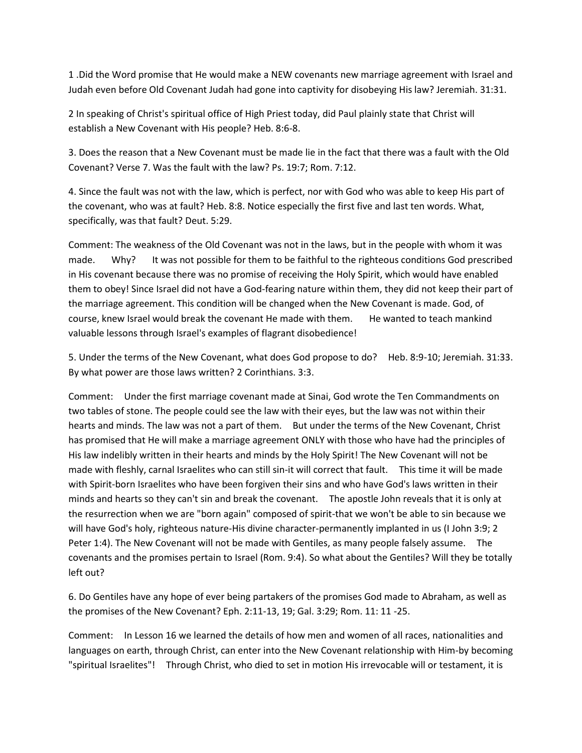1 .Did the Word promise that He would make a NEW covenants new marriage agreement with Israel and Judah even before Old Covenant Judah had gone into captivity for disobeying His law? Jeremiah. 31:31.

2 In speaking of Christ's spiritual office of High Priest today, did Paul plainly state that Christ will establish a New Covenant with His people? Heb. 8:6-8.

3. Does the reason that a New Covenant must be made lie in the fact that there was a fault with the Old Covenant? Verse 7. Was the fault with the law? Ps. 19:7; Rom. 7:12.

4. Since the fault was not with the law, which is perfect, nor with God who was able to keep His part of the covenant, who was at fault? Heb. 8:8. Notice especially the first five and last ten words. What, specifically, was that fault? Deut. 5:29.

Comment: The weakness of the Old Covenant was not in the laws, but in the people with whom it was made. Why? It was not possible for them to be faithful to the righteous conditions God prescribed in His covenant because there was no promise of receiving the Holy Spirit, which would have enabled them to obey! Since Israel did not have a God-fearing nature within them, they did not keep their part of the marriage agreement. This condition will be changed when the New Covenant is made. God, of course, knew Israel would break the covenant He made with them. He wanted to teach mankind valuable lessons through Israel's examples of flagrant disobedience!

5. Under the terms of the New Covenant, what does God propose to do? Heb. 8:9-10; Jeremiah. 31:33. By what power are those laws written? 2 Corinthians. 3:3.

Comment: Under the first marriage covenant made at Sinai, God wrote the Ten Commandments on two tables of stone. The people could see the law with their eyes, but the law was not within their hearts and minds. The law was not a part of them. But under the terms of the New Covenant, Christ has promised that He will make a marriage agreement ONLY with those who have had the principles of His law indelibly written in their hearts and minds by the Holy Spirit! The New Covenant will not be made with fleshly, carnal Israelites who can still sin-it will correct that fault. This time it will be made with Spirit-born Israelites who have been forgiven their sins and who have God's laws written in their minds and hearts so they can't sin and break the covenant. The apostle John reveals that it is only at the resurrection when we are "born again" composed of spirit-that we won't be able to sin because we will have God's holy, righteous nature-His divine character-permanently implanted in us (I John 3:9; 2 Peter 1:4). The New Covenant will not be made with Gentiles, as many people falsely assume. The covenants and the promises pertain to Israel (Rom. 9:4). So what about the Gentiles? Will they be totally left out?

6. Do Gentiles have any hope of ever being partakers of the promises God made to Abraham, as well as the promises of the New Covenant? Eph. 2:11-13, 19; Gal. 3:29; Rom. 11: 11 -25.

Comment: In Lesson 16 we learned the details of how men and women of all races, nationalities and languages on earth, through Christ, can enter into the New Covenant relationship with Him-by becoming "spiritual Israelites"! Through Christ, who died to set in motion His irrevocable will or testament, it is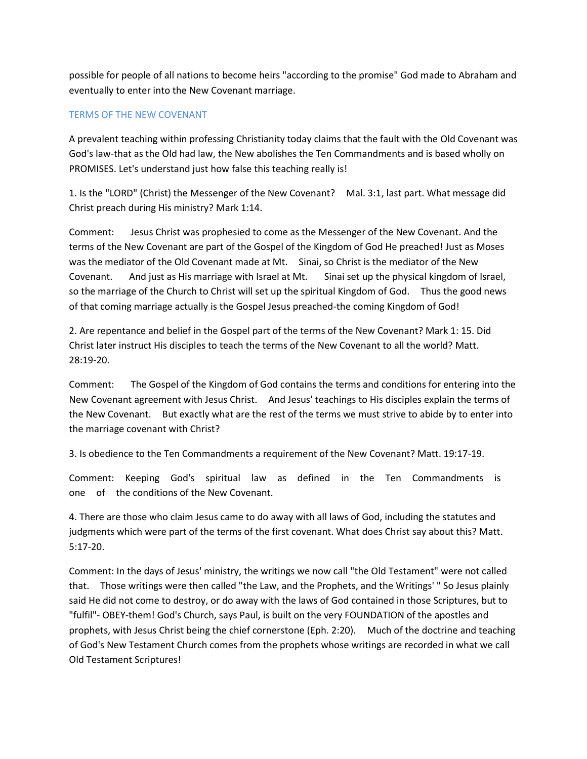possible for people of all nations to become heirs "according to the promise" God made to Abraham and eventually to enter into the New Covenant marriage.

## TERMS OF THE NEW COVENANT

A prevalent teaching within professing Christianity today claims that the fault with the Old Covenant was God's law-that as the Old had law, the New abolishes the Ten Commandments and is based wholly on PROMISES. Let's understand just how false this teaching really is!

1. Is the "LORD" (Christ) the Messenger of the New Covenant? Mal. 3:1, last part. What message did Christ preach during His ministry? Mark 1:14.

Comment: Jesus Christ was prophesied to come as the Messenger of the New Covenant. And the terms of the New Covenant are part of the Gospel of the Kingdom of God He preached! Just as Moses was the mediator of the Old Covenant made at Mt. Sinai, so Christ is the mediator of the New Covenant. And just as His marriage with Israel at Mt. Sinai set up the physical kingdom of Israel, so the marriage of the Church to Christ will set up the spiritual Kingdom of God. Thus the good news of that coming marriage actually is the Gospel Jesus preached-the coming Kingdom of God!

2. Are repentance and belief in the Gospel part of the terms of the New Covenant? Mark 1: 15. Did Christ later instruct His disciples to teach the terms of the New Covenant to all the world? Matt. 28:19-20.

Comment: The Gospel of the Kingdom of God contains the terms and conditions for entering into the New Covenant agreement with Jesus Christ. And Jesus' teachings to His disciples explain the terms of the New Covenant. But exactly what are the rest of the terms we must strive to abide by to enter into the marriage covenant with Christ?

3. Is obedience to the Ten Commandments a requirement of the New Covenant? Matt. 19:17-19.

Comment: Keeping God's spiritual law as defined in the Ten Commandments is one of the conditions of the New Covenant.

4. There are those who claim Jesus came to do away with all laws of God, including the statutes and judgments which were part of the terms of the first covenant. What does Christ say about this? Matt. 5:17-20.

Comment: In the days of Jesus' ministry, the writings we now call "the Old Testament" were not called that. Those writings were then called "the Law, and the Prophets, and the Writings' " So Jesus plainly said He did not come to destroy, or do away with the laws of God contained in those Scriptures, but to "fulfil"- OBEY-them! God's Church, says Paul, is built on the very FOUNDATION of the apostles and prophets, with Jesus Christ being the chief cornerstone (Eph. 2:20). Much of the doctrine and teaching of God's New Testament Church comes from the prophets whose writings are recorded in what we call Old Testament Scriptures!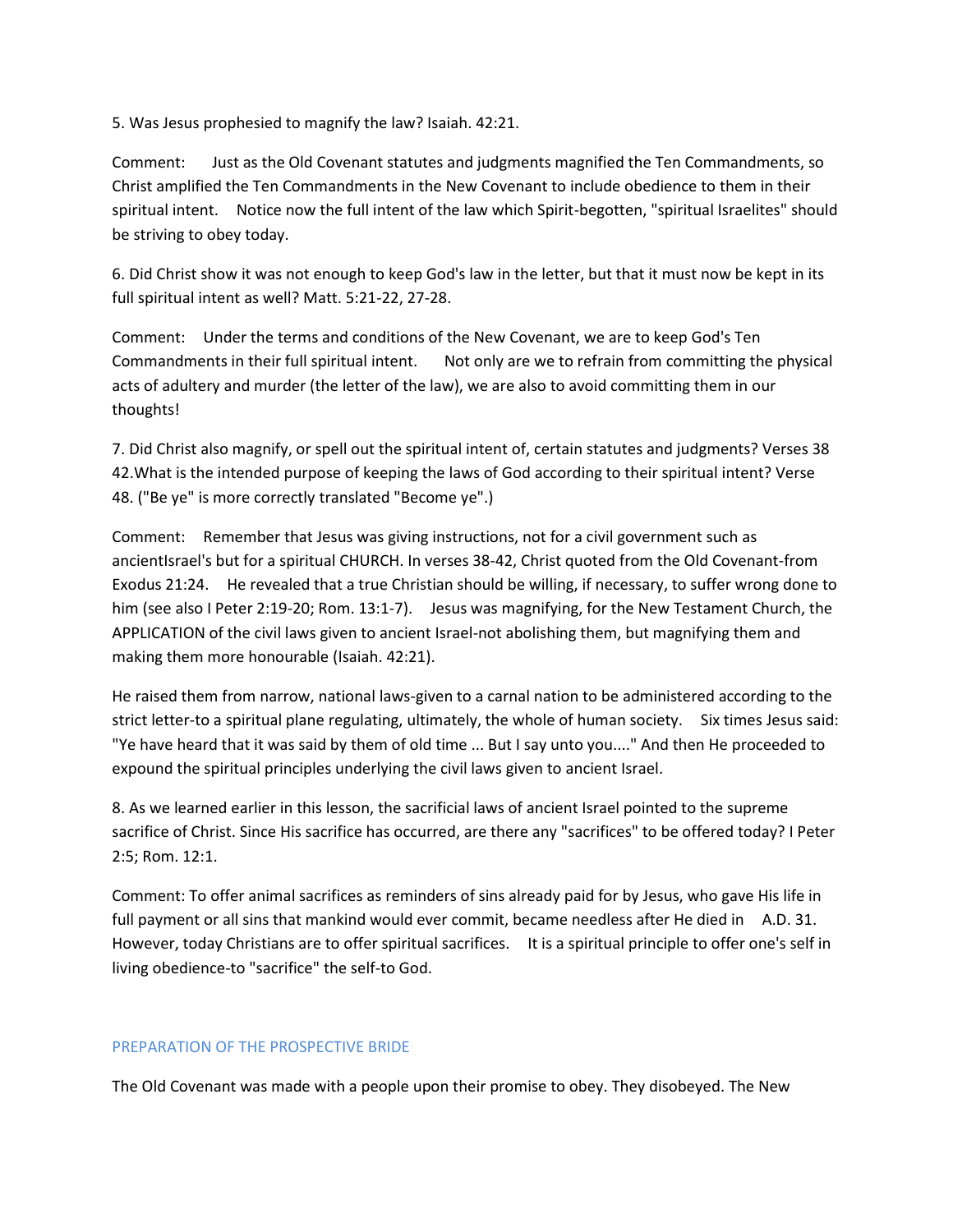5. Was Jesus prophesied to magnify the law? Isaiah. 42:21.

Comment: Just as the Old Covenant statutes and judgments magnified the Ten Commandments, so Christ amplified the Ten Commandments in the New Covenant to include obedience to them in their spiritual intent. Notice now the full intent of the law which Spirit-begotten, "spiritual Israelites" should be striving to obey today.

6. Did Christ show it was not enough to keep God's law in the letter, but that it must now be kept in its full spiritual intent as well? Matt. 5:21-22, 27-28.

Comment: Under the terms and conditions of the New Covenant, we are to keep God's Ten Commandments in their full spiritual intent. Not only are we to refrain from committing the physical acts of adultery and murder (the letter of the law), we are also to avoid committing them in our thoughts!

7. Did Christ also magnify, or spell out the spiritual intent of, certain statutes and judgments? Verses 38 42.What is the intended purpose of keeping the laws of God according to their spiritual intent? Verse 48. ("Be ye" is more correctly translated "Become ye".)

Comment: Remember that Jesus was giving instructions, not for a civil government such as ancientIsrael's but for a spiritual CHURCH. In verses 38-42, Christ quoted from the Old Covenant-from Exodus 21:24. He revealed that a true Christian should be willing, if necessary, to suffer wrong done to him (see also I Peter 2:19-20; Rom. 13:1-7). Jesus was magnifying, for the New Testament Church, the APPLICATION of the civil laws given to ancient Israel-not abolishing them, but magnifying them and making them more honourable (Isaiah. 42:21).

He raised them from narrow, national laws-given to a carnal nation to be administered according to the strict letter-to a spiritual plane regulating, ultimately, the whole of human society. Six times Jesus said: "Ye have heard that it was said by them of old time ... But I say unto you...." And then He proceeded to expound the spiritual principles underlying the civil laws given to ancient Israel.

8. As we learned earlier in this lesson, the sacrificial laws of ancient Israel pointed to the supreme sacrifice of Christ. Since His sacrifice has occurred, are there any "sacrifices" to be offered today? I Peter 2:5; Rom. 12:1.

Comment: To offer animal sacrifices as reminders of sins already paid for by Jesus, who gave His life in full payment or all sins that mankind would ever commit, became needless after He died in A.D. 31. However, today Christians are to offer spiritual sacrifices. It is a spiritual principle to offer one's self in living obedience-to "sacrifice" the self-to God.

## PREPARATION OF THE PROSPECTIVE BRIDE

The Old Covenant was made with a people upon their promise to obey. They disobeyed. The New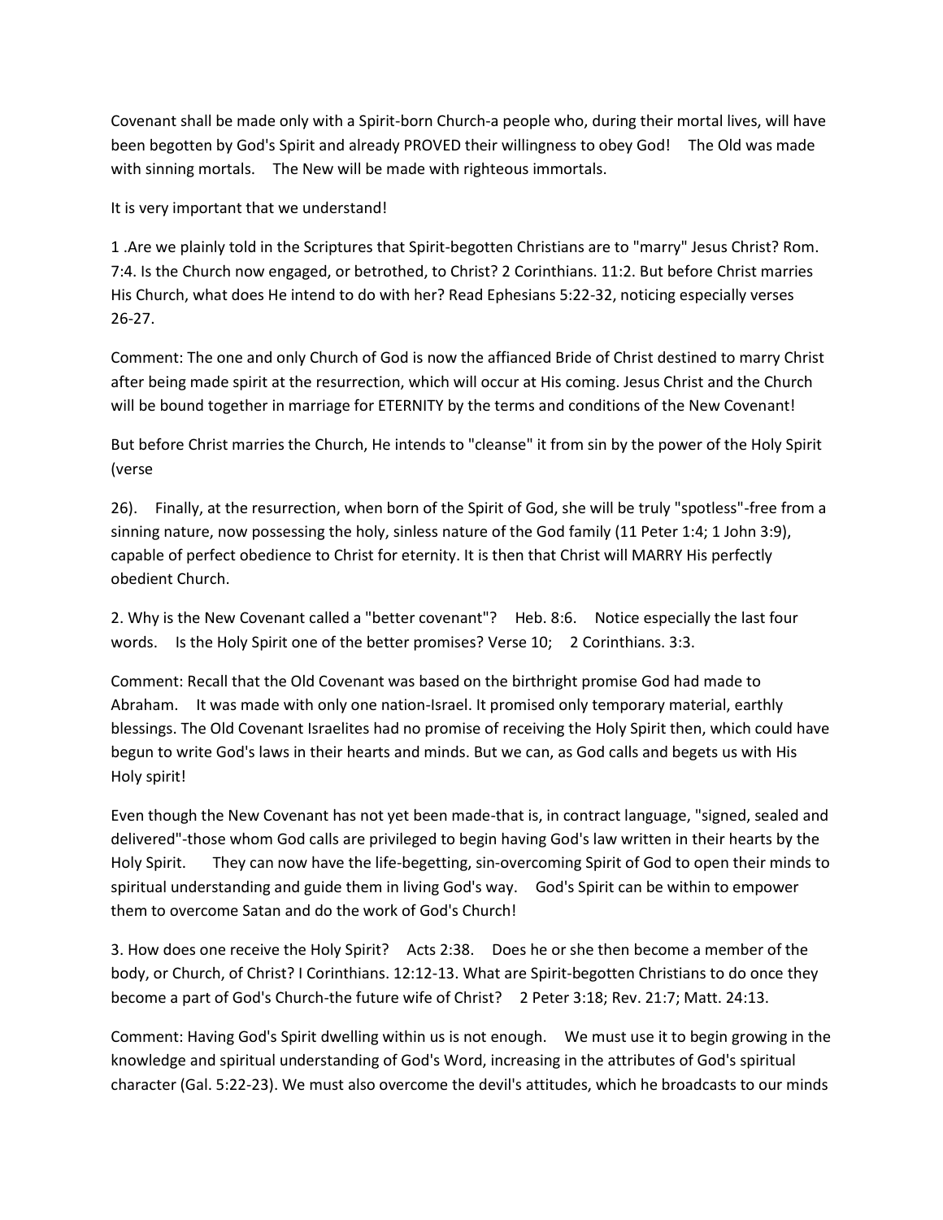Covenant shall be made only with a Spirit-born Church-a people who, during their mortal lives, will have been begotten by God's Spirit and already PROVED their willingness to obey God! The Old was made with sinning mortals. The New will be made with righteous immortals.

It is very important that we understand!

1 .Are we plainly told in the Scriptures that Spirit-begotten Christians are to "marry" Jesus Christ? Rom. 7:4. Is the Church now engaged, or betrothed, to Christ? 2 Corinthians. 11:2. But before Christ marries His Church, what does He intend to do with her? Read Ephesians 5:22-32, noticing especially verses 26-27.

Comment: The one and only Church of God is now the affianced Bride of Christ destined to marry Christ after being made spirit at the resurrection, which will occur at His coming. Jesus Christ and the Church will be bound together in marriage for ETERNITY by the terms and conditions of the New Covenant!

But before Christ marries the Church, He intends to "cleanse" it from sin by the power of the Holy Spirit (verse

26). Finally, at the resurrection, when born of the Spirit of God, she will be truly "spotless"-free from a sinning nature, now possessing the holy, sinless nature of the God family (11 Peter 1:4; 1 John 3:9), capable of perfect obedience to Christ for eternity. It is then that Christ will MARRY His perfectly obedient Church.

2. Why is the New Covenant called a "better covenant"? Heb. 8:6. Notice especially the last four words. Is the Holy Spirit one of the better promises? Verse 10; 2 Corinthians. 3:3.

Comment: Recall that the Old Covenant was based on the birthright promise God had made to Abraham. It was made with only one nation-Israel. It promised only temporary material, earthly blessings. The Old Covenant Israelites had no promise of receiving the Holy Spirit then, which could have begun to write God's laws in their hearts and minds. But we can, as God calls and begets us with His Holy spirit!

Even though the New Covenant has not yet been made-that is, in contract language, "signed, sealed and delivered"-those whom God calls are privileged to begin having God's law written in their hearts by the Holy Spirit. They can now have the life-begetting, sin-overcoming Spirit of God to open their minds to spiritual understanding and guide them in living God's way. God's Spirit can be within to empower them to overcome Satan and do the work of God's Church!

3. How does one receive the Holy Spirit? Acts 2:38. Does he or she then become a member of the body, or Church, of Christ? I Corinthians. 12:12-13. What are Spirit-begotten Christians to do once they become a part of God's Church-the future wife of Christ? 2 Peter 3:18; Rev. 21:7; Matt. 24:13.

Comment: Having God's Spirit dwelling within us is not enough. We must use it to begin growing in the knowledge and spiritual understanding of God's Word, increasing in the attributes of God's spiritual character (Gal. 5:22-23). We must also overcome the devil's attitudes, which he broadcasts to our minds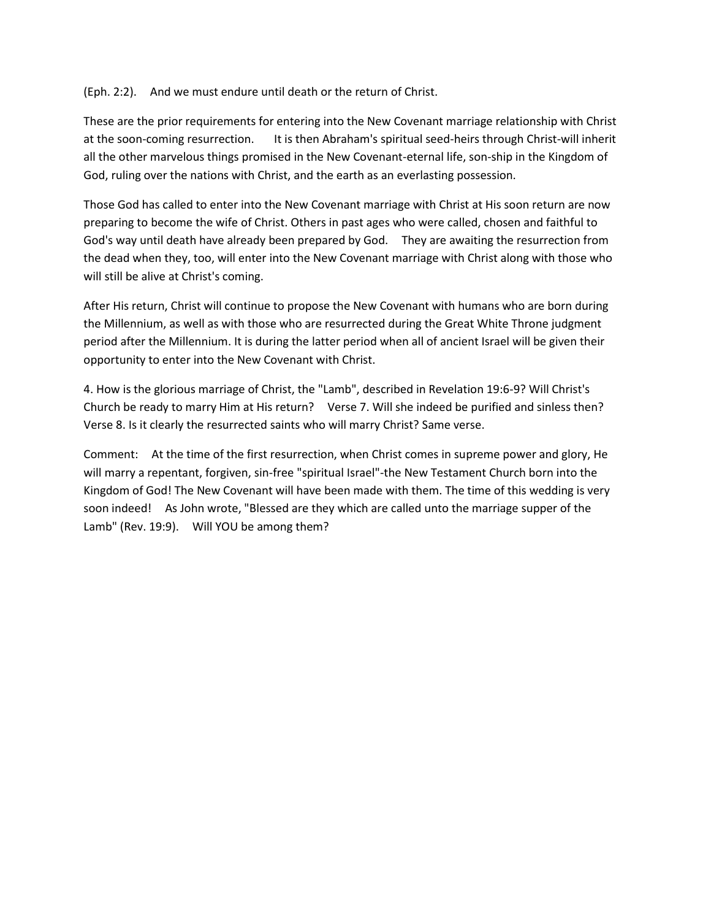(Eph. 2:2). And we must endure until death or the return of Christ.

These are the prior requirements for entering into the New Covenant marriage relationship with Christ at the soon-coming resurrection. It is then Abraham's spiritual seed-heirs through Christ-will inherit all the other marvelous things promised in the New Covenant-eternal life, son-ship in the Kingdom of God, ruling over the nations with Christ, and the earth as an everlasting possession.

Those God has called to enter into the New Covenant marriage with Christ at His soon return are now preparing to become the wife of Christ. Others in past ages who were called, chosen and faithful to God's way until death have already been prepared by God. They are awaiting the resurrection from the dead when they, too, will enter into the New Covenant marriage with Christ along with those who will still be alive at Christ's coming.

After His return, Christ will continue to propose the New Covenant with humans who are born during the Millennium, as well as with those who are resurrected during the Great White Throne judgment period after the Millennium. It is during the latter period when all of ancient Israel will be given their opportunity to enter into the New Covenant with Christ.

4. How is the glorious marriage of Christ, the "Lamb", described in Revelation 19:6-9? Will Christ's Church be ready to marry Him at His return? Verse 7. Will she indeed be purified and sinless then? Verse 8. Is it clearly the resurrected saints who will marry Christ? Same verse.

Comment: At the time of the first resurrection, when Christ comes in supreme power and glory, He will marry a repentant, forgiven, sin-free "spiritual Israel"-the New Testament Church born into the Kingdom of God! The New Covenant will have been made with them. The time of this wedding is very soon indeed! As John wrote, "Blessed are they which are called unto the marriage supper of the Lamb" (Rev. 19:9). Will YOU be among them?